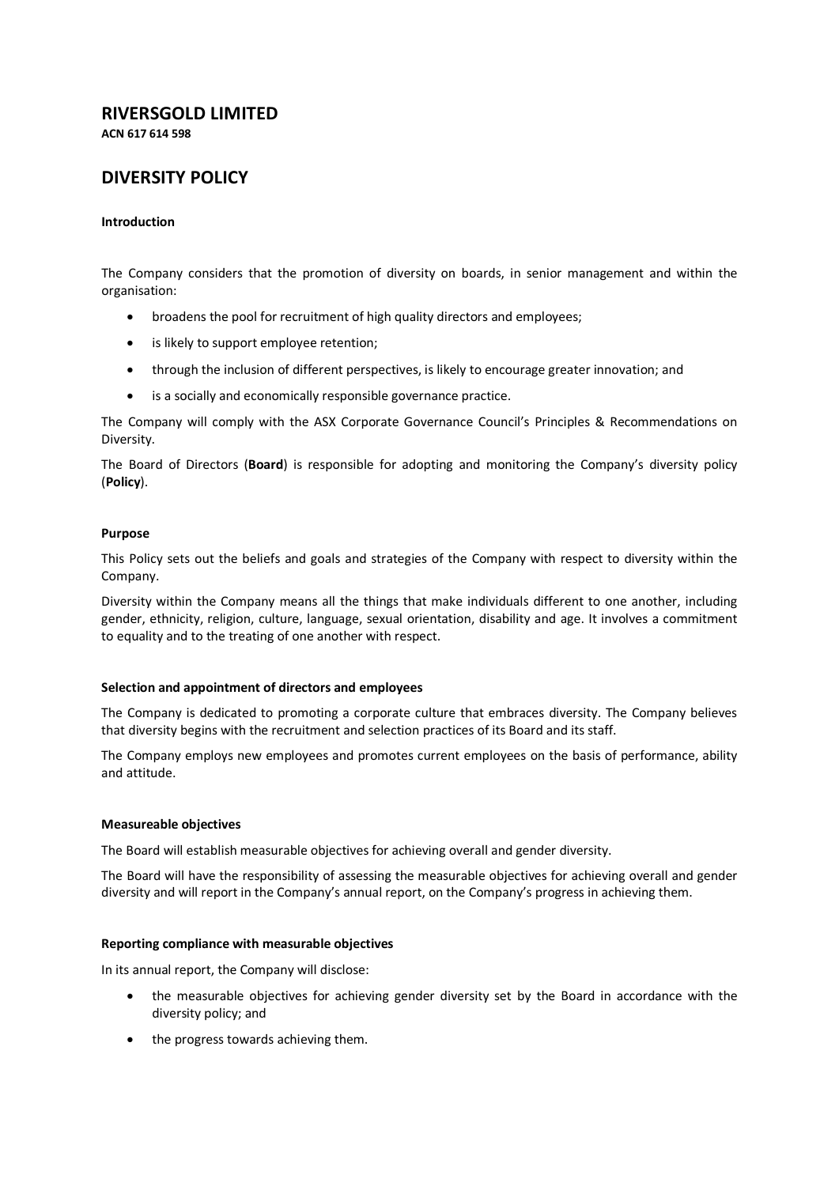# RIVERSGOLD LIMITED

**ACN 617 614 598**

## DIVERSITY POLICY

**Introduction**

The Company considers that the promotion of diversity on boards, in senior management and within the organisation:

- broadens the pool for recruitment of high quality directors and employees;
- is likely to support employee retention;
- through the inclusion of different perspectives, is likely to encourage greater innovation; and
- is a socially and economically responsible governance practice.

The Company will comply with the ASX Corporate Governance Council's Principles & Recommendations on Diversity.

The Board of Directors (**Board**) is responsible for adopting and monitoring the Company's diversity policy (**Policy**).

**Purpose**

This Policy sets out the beliefs and goals and strategies of the Company with respect to diversity within the Company.

Diversity within the Company means all the things that make individuals different to one another, including gender, ethnicity, religion, culture, language, sexual orientation, disability and age. It involves a commitment to equality and to the treating of one another with respect.

**Selection and appointment of directors and employees**

The Company is dedicated to promoting a corporate culture that embraces diversity. The Company believes that diversity begins with the recruitment and selection practices of its Board and its staff.

The Company employs new employees and promotes current employees on the basis of performance, ability and attitude.

**Measureable objectives**

The Board will establish measurable objectives for achieving overall and gender diversity.

The Board will have the responsibility of assessing the measurable objectives for achieving overall and gender diversity and will report in the Company's annual report, on the Company's progress in achieving them.

**Reporting compliance with measurable objectives**

In its annual report, the Company will disclose:

- the measurable objectives for achieving gender diversity set by the Board in accordance with the diversity policy; and
- the progress towards achieving them.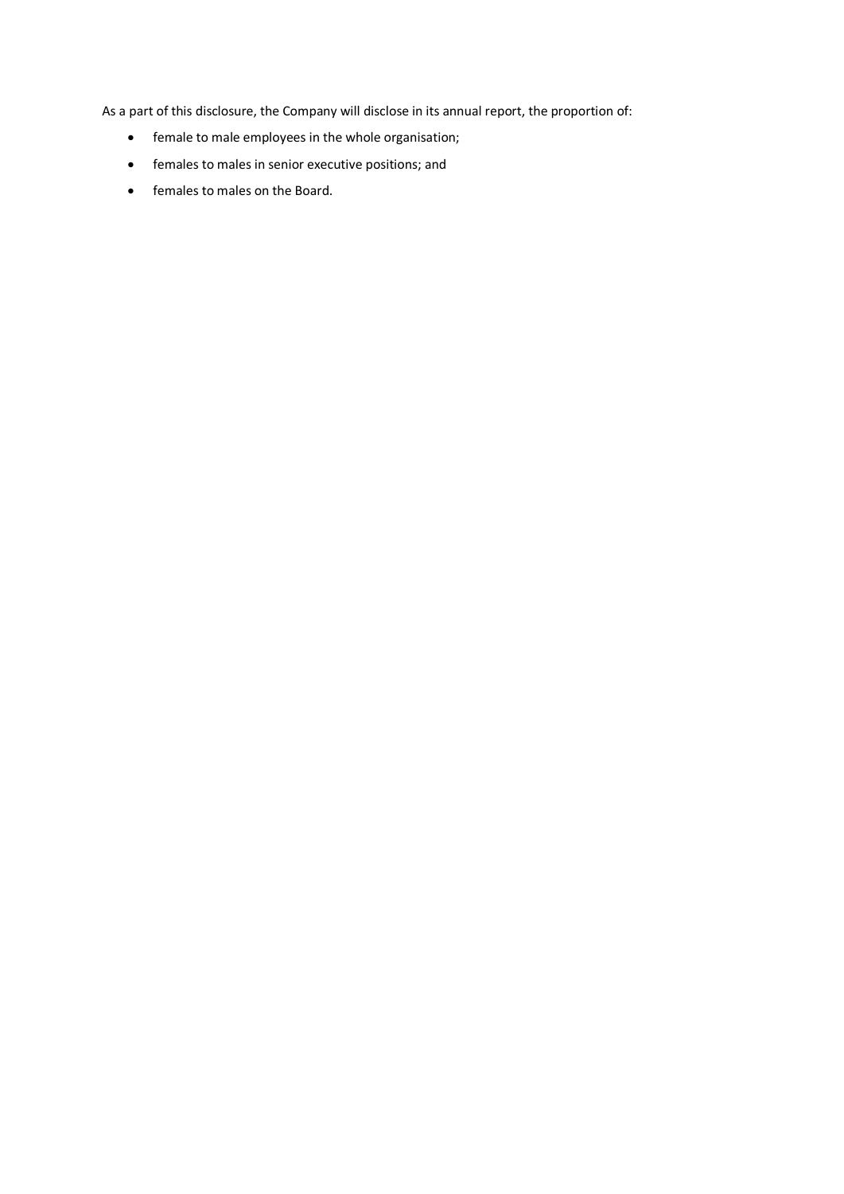As a part of this disclosure, the Company will disclose in its annual report, the proportion of:

- female to male employees in the whole organisation;
- females to males in senior executive positions; and
- females to males on the Board.